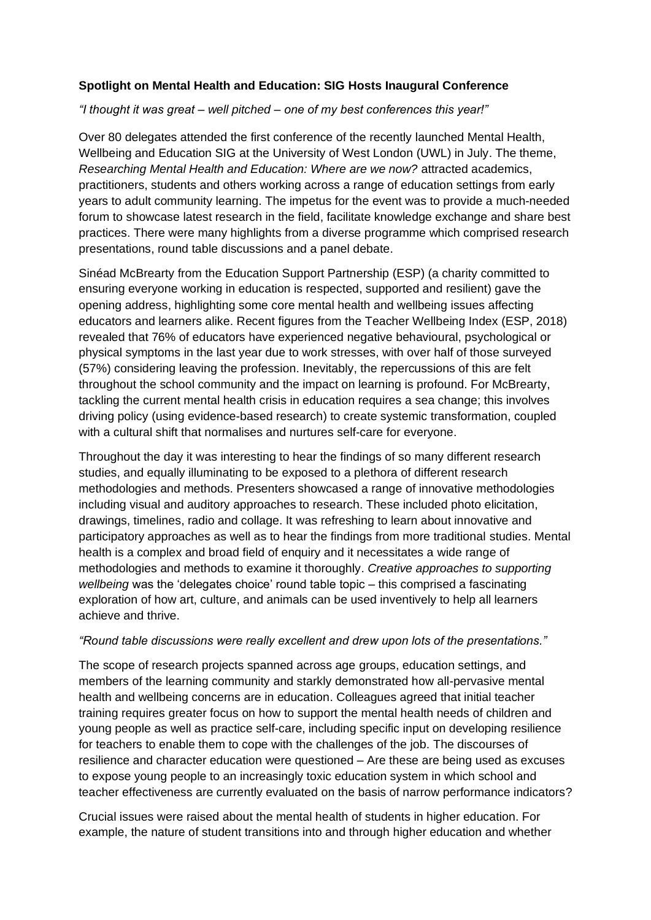**Spotlight on Mental Health and Education: SIG Hosts Inaugural Conference**

*"I thought it was great – well pitched – one of my best conferences this year!"*

Over 80 delegates attended the first conference of the recently launched Mental Health, Wellbeing and Education SIG at the University of West London (UWL) in July. The theme, *Researching Mental Health and Education: Where are we now?* attracted academics, practitioners, students and others working across a range of education settings from early years to adult community learning. The impetus for the event was to provide a much-needed forum to showcase latest research in the field, facilitate knowledge exchange and share best practices. There were many highlights from a diverse programme which comprised research presentations, round table discussions and a panel debate.

Sinéad McBrearty from the Education Support Partnership (ESP) (a charity committed to ensuring everyone working in education is respected, supported and resilient) gave the opening address, highlighting some core mental health and wellbeing issues affecting educators and learners alike. Recent figures from the Teacher Wellbeing Index (ESP, 2018) revealed that 76% of educators have experienced negative behavioural, psychological or physical symptoms in the last year due to work stresses, with over half of those surveyed (57%) considering leaving the profession. Inevitably, the repercussions of this are felt throughout the school community and the impact on learning is profound. For McBrearty, tackling the current mental health crisis in education requires a sea change; this involves driving policy (using evidence-based research) to create systemic transformation, coupled with a cultural shift that normalises and nurtures self-care for everyone.

Throughout the day it was interesting to hear the findings of so many different research studies, and equally illuminating to be exposed to a plethora of different research methodologies and methods. Presenters showcased a range of innovative methodologies including visual and auditory approaches to research. These included photo elicitation, drawings, timelines, radio and collage. It was refreshing to learn about innovative and participatory approaches as well as to hear the findings from more traditional studies. Mental health is a complex and broad field of enquiry and it necessitates a wide range of methodologies and methods to examine it thoroughly. *Creative approaches to supporting wellbeing* was the 'delegates choice' round table topic – this comprised a fascinating exploration of how art, culture, and animals can be used inventively to help all learners achieve and thrive.

*"Round table discussions were really excellent and drew upon lots of the presentations."*

The scope of research projects spanned across age groups, education settings, and members of the learning community and starkly demonstrated how all-pervasive mental health and wellbeing concerns are in education. Colleagues agreed that initial teacher training requires greater focus on how to support the mental health needs of children and young people as well as practice self-care, including specific input on developing resilience for teachers to enable them to cope with the challenges of the job. The discourses of resilience and character education were questioned – Are these are being used as excuses to expose young people to an increasingly toxic education system in which school and teacher effectiveness are currently evaluated on the basis of narrow performance indicators?

Crucial issues were raised about the mental health of students in higher education. For example, the nature of student transitions into and through higher education and whether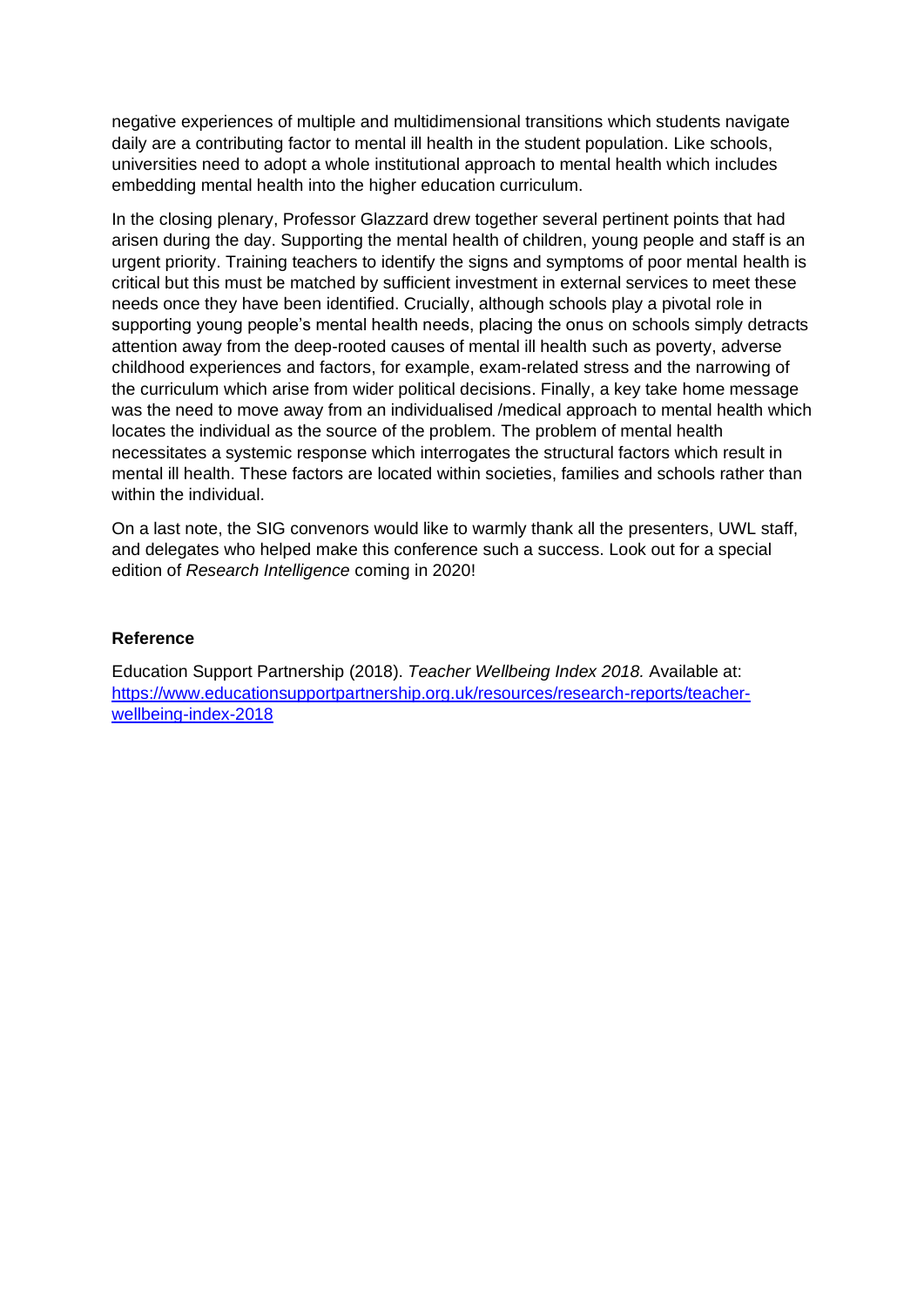negative experiences of multiple and multidimensional transitions which students navigate daily are a contributing factor to mental ill health in the student population. Like schools, universities need to adopt a whole institutional approach to mental health which includes embedding mental health into the higher education curriculum.

In the closing plenary, Professor Glazzard drew together several pertinent points that had arisen during the day. Supporting the mental health of children, young people and staff is an urgent priority. Training teachers to identify the signs and symptoms of poor mental health is critical but this must be matched by sufficient investment in external services to meet these needs once they have been identified. Crucially, although schools play a pivotal role in supporting young people's mental health needs, placing the onus on schools simply detracts attention away from the deep-rooted causes of mental ill health such as poverty, adverse childhood experiences and factors, for example, exam-related stress and the narrowing of the curriculum which arise from wider political decisions. Finally, a key take home message was the need to move away from an individualised /medical approach to mental health which locates the individual as the source of the problem. The problem of mental health necessitates a systemic response which interrogates the structural factors which result in mental ill health. These factors are located within societies, families and schools rather than within the individual.

On a last note, the SIG convenors would like to warmly thank all the presenters, UWL staff, and delegates who helped make this conference such a success. Look out for a special edition of *Research Intelligence* coming in 2020!

**Reference**

Education Support Partnership (2018). *Teacher Wellbeing Index 2018.* Available at: [https://www.educationsupportpartnership.org.uk/resources/research-reports/teacher-wellbeing-index-2018](https://www.educationsupportpartnership.org.uk/resources/research-reports/teacher-wellbeing-index-2018)